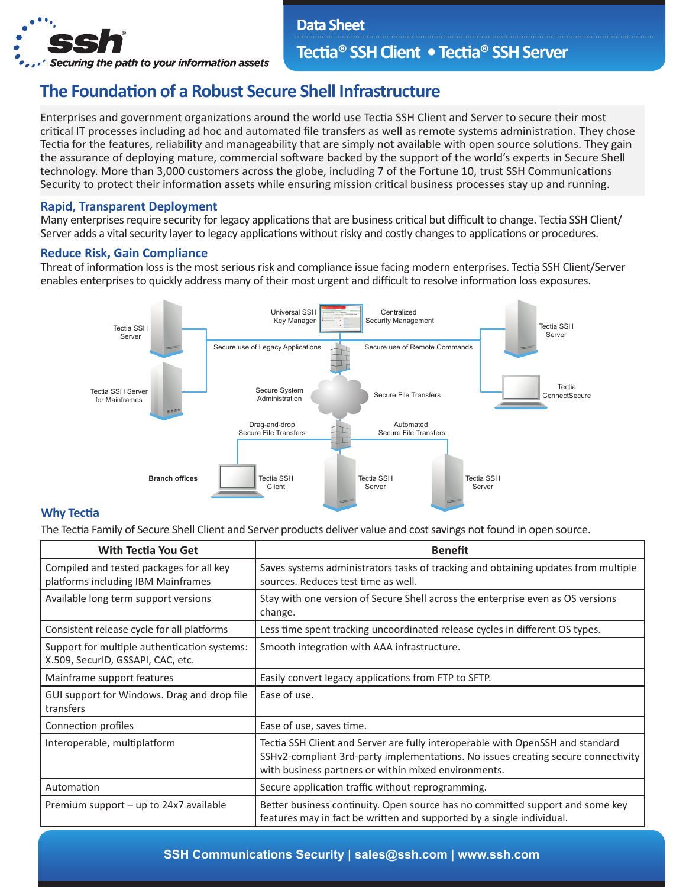Data Sheet

# Tectia® SSH Client • Tectia® SSH Server

## The Foundation of a Robust Secure Shell Infrastructure

Enterprises and government organizations around the world use Tectia SSH Client and Server to secure their most critical IT processes including ad hoc and automated file transfers as well as remote systems administration. They chose Tectia for the features, reliability and manageability that are simply not available with open source solutions. They gain the assurance of deploying mature, commercial software backed by the support of the world's experts in Secure Shell technology. More than 3,000 customers across the globe, including 7 of the Fortune 10, trust SSH Communications Security to protect their information assets while ensuring mission critical business processes stay up and running.

### Rapid, Transparent Deployment

Many enterprises require security for legacy applications that are business critical but difficult to change. Tectia SSH Client/Server adds a vital security layer to legacy applications without risky and costly changes to applications or procedures.

### Reduce Risk, Gain Compliance

Threat of information loss is the most serious risk and compliance issue facing modern enterprises. Tectia SSH Client/Server enables enterprises to quickly address many of their most urgent and difficult to resolve information loss exposures.

### Why Tectia

The Tectia Family of Secure Shell Client and Server products deliver value and cost savings not found in open source.

| With Tectia You Get | Benefit |
|---|---|
| Compiled and tested packages for all key platforms including IBM Mainframes | Saves systems administrators tasks of tracking and obtaining updates from multiple sources. Reduces test time as well. |
| Available long term support versions | Stay with one version of Secure Shell across the enterprise even as OS versions change. |
| Consistent release cycle for all platforms | Less time spent tracking uncoordinated release cycles in different OS types. |
| Support for multiple authentication systems: X.509, SecurID, GSSAPI, CAC, etc. | Smooth integration with AAA infrastructure. |
| Mainframe support features | Easily convert legacy applications from FTP to SFTP. |
| GUI support for Windows. Drag and drop file transfers | Ease of use. |
| Connection profiles | Ease of use, saves time. |
| Interoperable, multiplatform | Tectia SSH Client and Server are fully interoperable with OpenSSH and standard SSHv2-compliant 3rd-party implementations. No issues creating secure connectivity with business partners or within mixed environments. |
| Automation | Secure application traffic without reprogramming. |
| Premium support – up to 24x7 available | Better business continuity. Open source has no committed support and some key features may in fact be written and supported by a single individual. |

SSH Communications Security | sales@ssh.com | www.ssh.com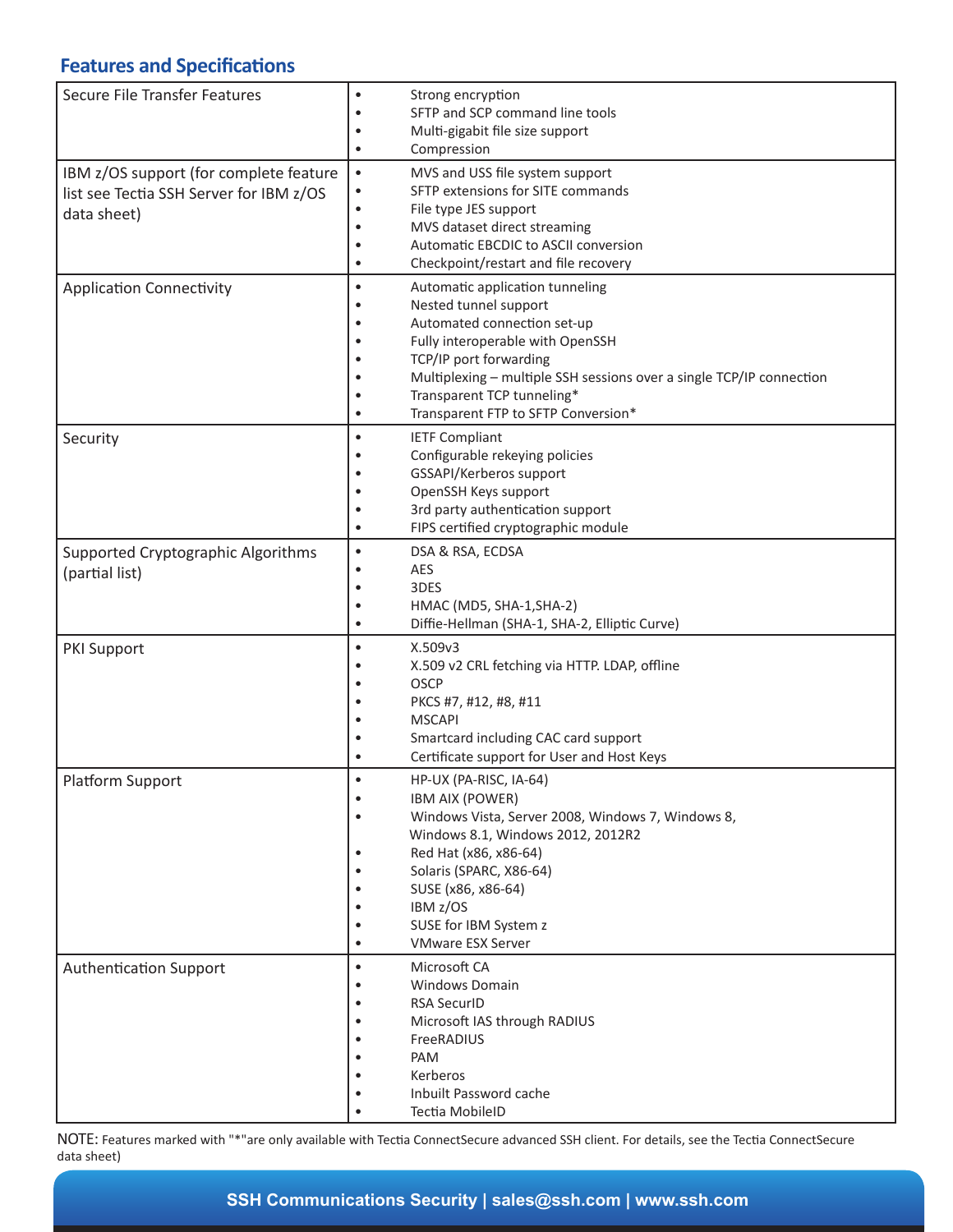## Features and Specifications

| | |
|---|---|
| Secure File Transfer Features | • Strong encryption<br>• SFTP and SCP command line tools<br>• Multi-gigabit file size support<br>• Compression |
| IBM z/OS support (for complete feature list see Tectia SSH Server for IBM z/OS data sheet) | • MVS and USS file system support<br>• SFTP extensions for SITE commands<br>• File type JES support<br>• MVS dataset direct streaming<br>• Automatic EBCDIC to ASCII conversion<br>• Checkpoint/restart and file recovery |
| Application Connectivity | • Automatic application tunneling<br>• Nested tunnel support<br>• Automated connection set-up<br>• Fully interoperable with OpenSSH<br>• TCP/IP port forwarding<br>• Multiplexing – multiple SSH sessions over a single TCP/IP connection<br>• Transparent TCP tunneling*<br>• Transparent FTP to SFTP Conversion* |
| Security | • IETF Compliant<br>• Configurable rekeying policies<br>• GSSAPI/Kerberos support<br>• OpenSSH Keys support<br>• 3rd party authentication support<br>• FIPS certified cryptographic module |
| Supported Cryptographic Algorithms (partial list) | • DSA & RSA, ECDSA<br>• AES<br>• 3DES<br>• HMAC (MD5, SHA-1,SHA-2)<br>• Diffie-Hellman (SHA-1, SHA-2, Elliptic Curve) |
| PKI Support | • X.509v3<br>• X.509 v2 CRL fetching via HTTP. LDAP, offline<br>• OSCP<br>• PKCS #7, #12, #8, #11<br>• MSCAPI<br>• Smartcard including CAC card support<br>• Certificate support for User and Host Keys |
| Platform Support | • HP-UX (PA-RISC, IA-64)<br>• IBM AIX (POWER)<br>• Windows Vista, Server 2008, Windows 7, Windows 8, Windows 8.1, Windows 2012, 2012R2<br>• Red Hat (x86, x86-64)<br>• Solaris (SPARC, X86-64)<br>• SUSE (x86, x86-64)<br>• IBM z/OS<br>• SUSE for IBM System z<br>• VMware ESX Server |
| Authentication Support | • Microsoft CA<br>• Windows Domain<br>• RSA SecurID<br>• Microsoft IAS through RADIUS<br>• FreeRADIUS<br>• PAM<br>• Kerberos<br>• Inbuilt Password cache<br>• Tectia MobileID |

NOTE: Features marked with "*"are only available with Tectia ConnectSecure advanced SSH client. For details, see the Tectia ConnectSecure data sheet)

**SSH Communications Security | sales@ssh.com | www.ssh.com**